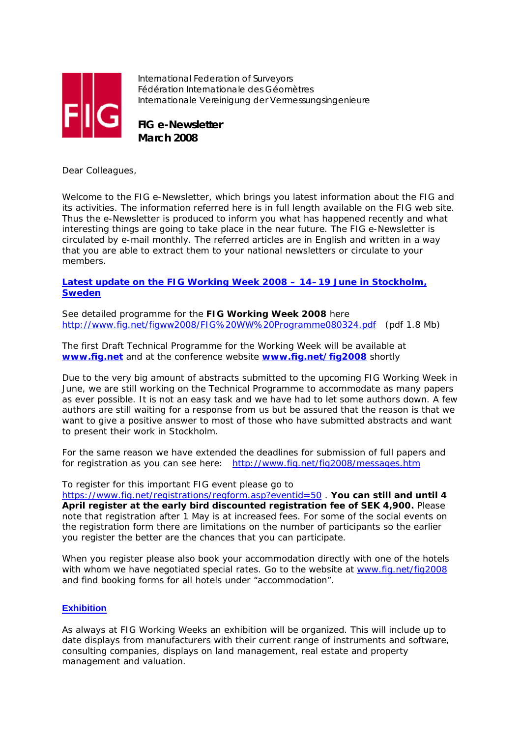FIG

International Federation of Surveyors
Fédération Internationale des Géomètres
Internationale Vereinigung der Vermessungsingenieure

**FIG e-Newsletter**
**March 2008**

Dear Colleagues,

Welcome to the FIG e-Newsletter, which brings you latest information about the FIG and its activities. The information referred here is in full length available on the FIG web site. Thus the e-Newsletter is produced to inform you what has happened recently and what interesting things are going to take place in the near future. The FIG e-Newsletter is circulated by e-mail monthly. The referred articles are in English and written in a way that you are able to extract them to your national newsletters or circulate to your members.

## Latest update on the FIG Working Week 2008 – 14–19 June in Stockholm, Sweden

See detailed programme for the **FIG Working Week 2008** here http://www.fig.net/figww2008/FIG%20WW%20Programme080324.pdf (pdf 1.8 Mb)

The first Draft Technical Programme for the Working Week will be available at **www.fig.net** and at the conference website **www.fig.net/fig2008** shortly

Due to the very big amount of abstracts submitted to the upcoming FIG Working Week in June, we are still working on the Technical Programme to accommodate as many papers as ever possible. It is not an easy task and we have had to let some authors down. A few authors are still waiting for a response from us but be assured that the reason is that we want to give a positive answer to most of those who have submitted abstracts and want to present their work in Stockholm.

For the same reason we have extended the deadlines for submission of full papers and for registration as you can see here: http://www.fig.net/fig2008/messages.htm

To register for this important FIG event please go to https://www.fig.net/registrations/regform.asp?eventid=50 . **You can still and until 4 April register at the early bird discounted registration fee of SEK 4,900.** Please note that registration after 1 May is at increased fees. For some of the social events on the registration form there are limitations on the number of participants so the earlier you register the better are the chances that you can participate.

When you register please also book your accommodation directly with one of the hotels with whom we have negotiated special rates. Go to the website at www.fig.net/fig2008 and find booking forms for all hotels under "accommodation".

## Exhibition

As always at FIG Working Weeks an exhibition will be organized. This will include up to date displays from manufacturers with their current range of instruments and software, consulting companies, displays on land management, real estate and property management and valuation.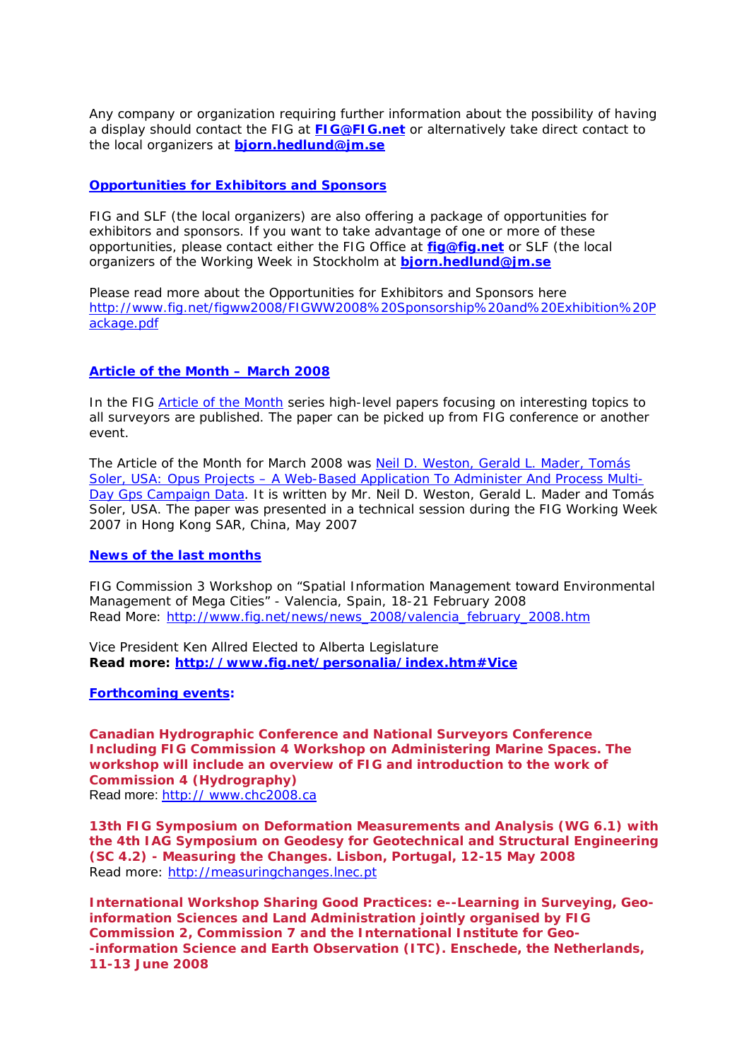Any company or organization requiring further information about the possibility of having a display should contact the FIG at **FIG@FIG.net** or alternatively take direct contact to the local organizers at **bjorn.hedlund@jm.se**

## Opportunities for Exhibitors and Sponsors

FIG and SLF (the local organizers) are also offering a package of opportunities for exhibitors and sponsors. If you want to take advantage of one or more of these opportunities, please contact either the FIG Office at **fig@fig.net** or SLF (the local organizers of the Working Week in Stockholm at **bjorn.hedlund@jm.se**

Please read more about the Opportunities for Exhibitors and Sponsors here http://www.fig.net/figww2008/FIGWW2008%20Sponsorship%20and%20Exhibition%20Package.pdf

## Article of the Month – March 2008

In the FIG Article of the Month series high-level papers focusing on interesting topics to all surveyors are published. The paper can be picked up from FIG conference or another event.

The Article of the Month for March 2008 was Neil D. Weston, Gerald L. Mader, Tomás Soler, USA: Opus Projects – A Web-Based Application To Administer And Process Multi-Day Gps Campaign Data. It is written by Mr. Neil D. Weston, Gerald L. Mader and Tomás Soler, USA. The paper was presented in a technical session during the FIG Working Week 2007 in Hong Kong SAR, China, May 2007

## News of the last months

FIG Commission 3 Workshop on "Spatial Information Management toward Environmental Management of Mega Cities" - Valencia, Spain, 18-21 February 2008
Read More: http://www.fig.net/news/news_2008/valencia_february_2008.htm

Vice President Ken Allred Elected to Alberta Legislature
**Read more: http://www.fig.net/personalia/index.htm#Vice**

## Forthcoming events:

**Canadian Hydrographic Conference and National Surveyors Conference Including FIG Commission 4 Workshop on Administering Marine Spaces. The workshop will include an overview of FIG and introduction to the work of Commission 4 (Hydrography)**
Read more: http:// www.chc2008.ca

**13th FIG Symposium on Deformation Measurements and Analysis (WG 6.1) with the 4th IAG Symposium on Geodesy for Geotechnical and Structural Engineering (SC 4.2) - Measuring the Changes. Lisbon, Portugal, 12-15 May 2008**
Read more: http://measuringchanges.lnec.pt

**International Workshop Sharing Good Practices: e--Learning in Surveying, Geo-information Sciences and Land Administration jointly organised by FIG Commission 2, Commission 7 and the International Institute for Geo--information Science and Earth Observation (ITC). Enschede, the Netherlands, 11-13 June 2008**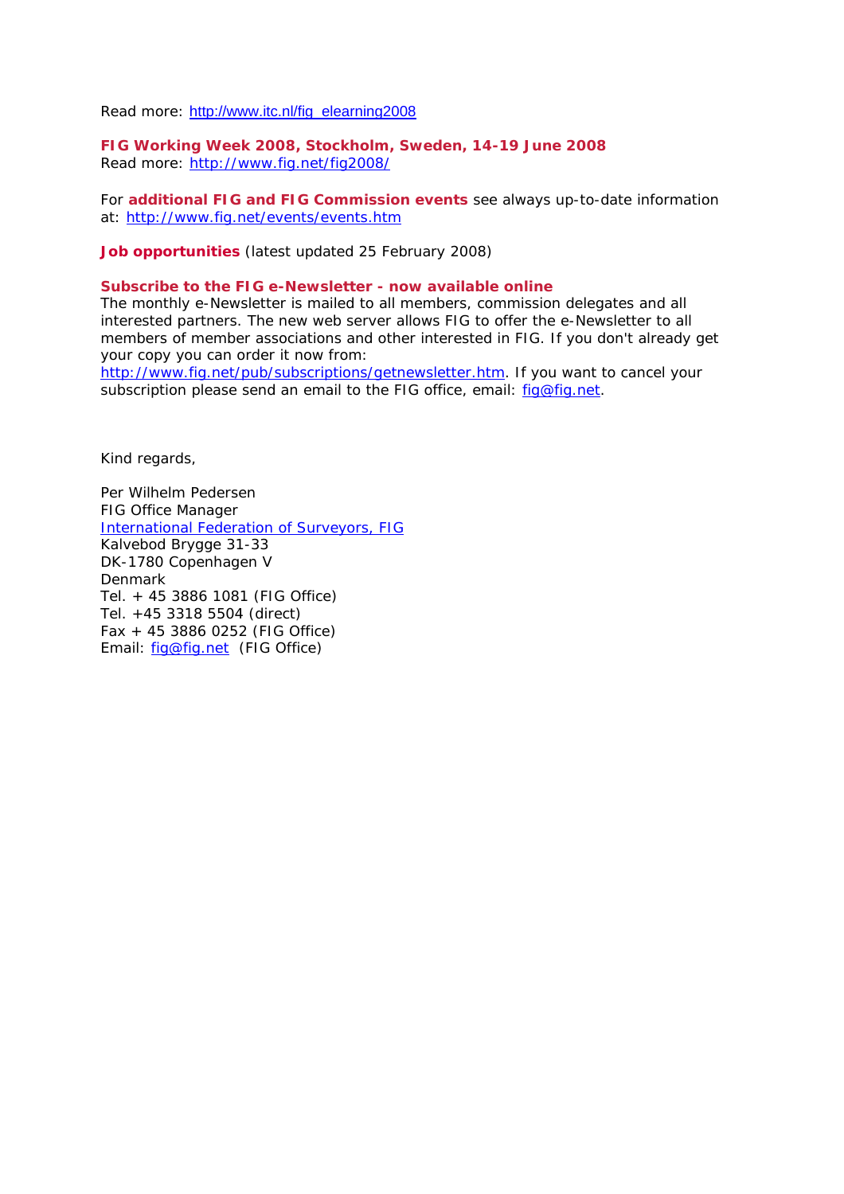Read more: http://www.itc.nl/fig_elearning2008

**FIG Working Week 2008, Stockholm, Sweden, 14-19 June 2008**
Read more: http://www.fig.net/fig2008/

For **additional FIG and FIG Commission events** see always up-to-date information at: http://www.fig.net/events/events.htm

**Job opportunities** (latest updated 25 February 2008)

**Subscribe to the FIG e-Newsletter - now available online**
The monthly e-Newsletter is mailed to all members, commission delegates and all interested partners. The new web server allows FIG to offer the e-Newsletter to all members of member associations and other interested in FIG. If you don't already get your copy you can order it now from:
http://www.fig.net/pub/subscriptions/getnewsletter.htm. If you want to cancel your subscription please send an email to the FIG office, email: fig@fig.net.

Kind regards,

Per Wilhelm Pedersen
FIG Office Manager
International Federation of Surveyors, FIG
Kalvebod Brygge 31-33
DK-1780 Copenhagen V
Denmark
Tel. + 45 3886 1081 (FIG Office)
Tel. +45 3318 5504 (direct)
Fax + 45 3886 0252 (FIG Office)
Email: fig@fig.net (FIG Office)